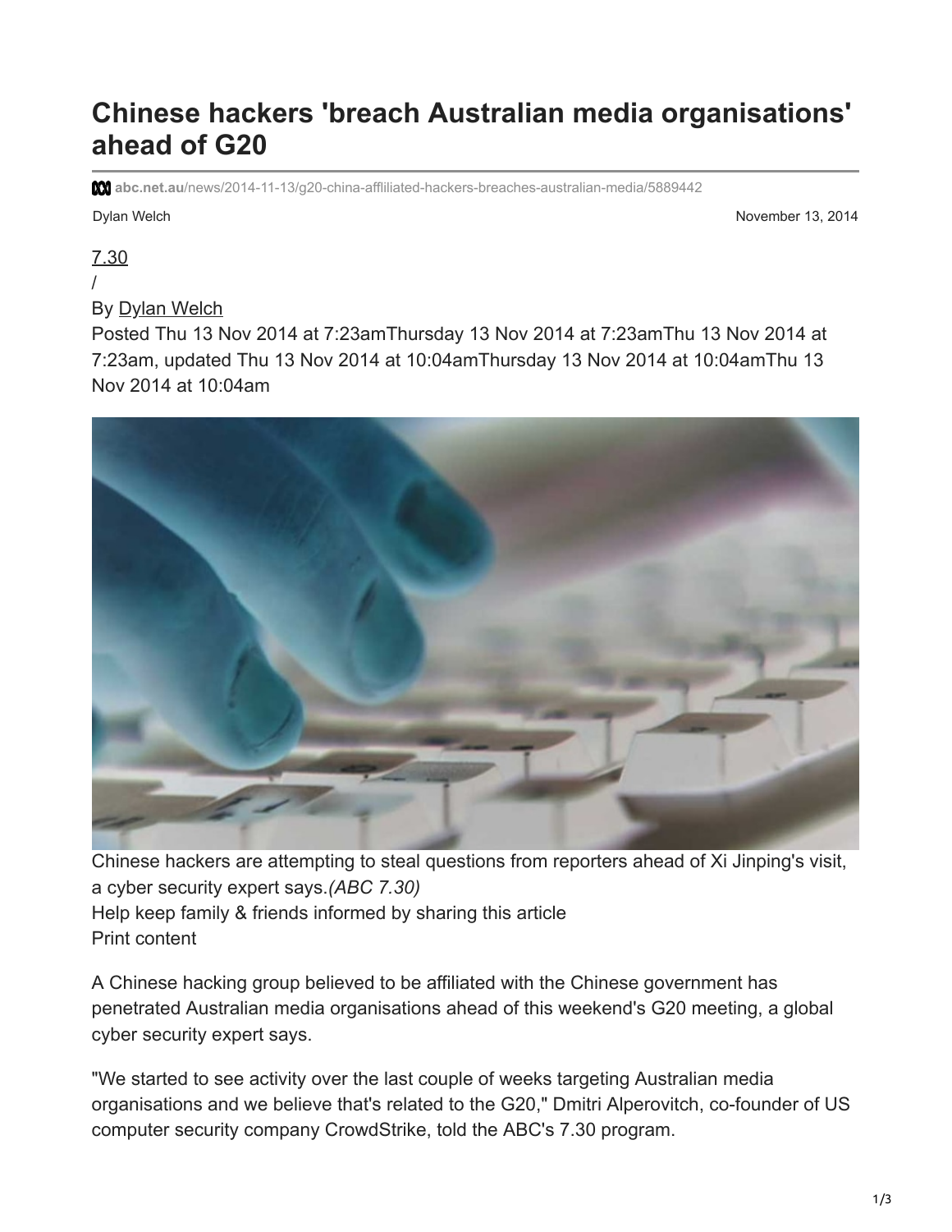# Chinese hackers 'breach Australian media organisations' ahead of G20

abc.net.au/news/2014-11-13/g20-china-affliliated-hackers-breaches-australian-media/5889442

Dylan Welch

November 13, 2014

7.30
/
By Dylan Welch
Posted Thu 13 Nov 2014 at 7:23amThursday 13 Nov 2014 at 7:23amThu 13 Nov 2014 at 7:23am, updated Thu 13 Nov 2014 at 10:04amThursday 13 Nov 2014 at 10:04amThu 13 Nov 2014 at 10:04am

Chinese hackers are attempting to steal questions from reporters ahead of Xi Jinping's visit, a cyber security expert says.*(ABC 7.30)*
Help keep family & friends informed by sharing this article
Print content

A Chinese hacking group believed to be affiliated with the Chinese government has penetrated Australian media organisations ahead of this weekend's G20 meeting, a global cyber security expert says.

"We started to see activity over the last couple of weeks targeting Australian media organisations and we believe that's related to the G20," Dmitri Alperovitch, co-founder of US computer security company CrowdStrike, told the ABC's 7.30 program.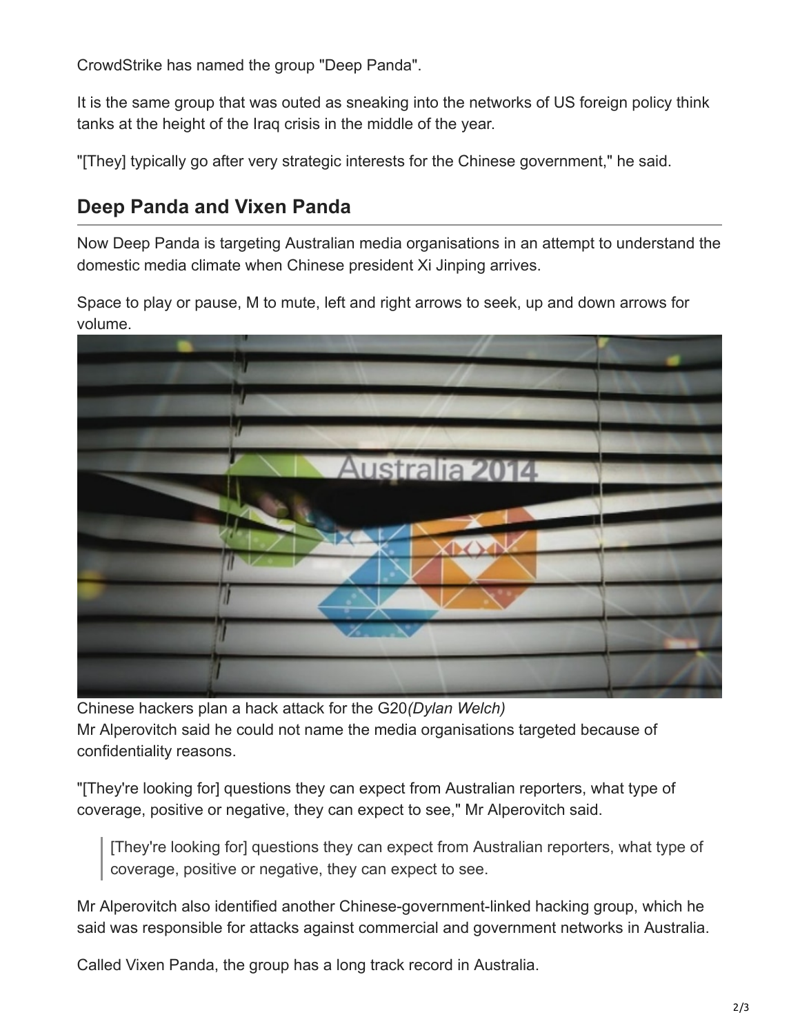CrowdStrike has named the group "Deep Panda".

It is the same group that was outed as sneaking into the networks of US foreign policy think tanks at the height of the Iraq crisis in the middle of the year.

"[They] typically go after very strategic interests for the Chinese government," he said.

## Deep Panda and Vixen Panda

Now Deep Panda is targeting Australian media organisations in an attempt to understand the domestic media climate when Chinese president Xi Jinping arrives.

Space to play or pause, M to mute, left and right arrows to seek, up and down arrows for volume.

Chinese hackers plan a hack attack for the G20*(Dylan Welch)*

Mr Alperovitch said he could not name the media organisations targeted because of confidentiality reasons.

"[They're looking for] questions they can expect from Australian reporters, what type of coverage, positive or negative, they can expect to see," Mr Alperovitch said.

> [They're looking for] questions they can expect from Australian reporters, what type of coverage, positive or negative, they can expect to see.

Mr Alperovitch also identified another Chinese-government-linked hacking group, which he said was responsible for attacks against commercial and government networks in Australia.

Called Vixen Panda, the group has a long track record in Australia.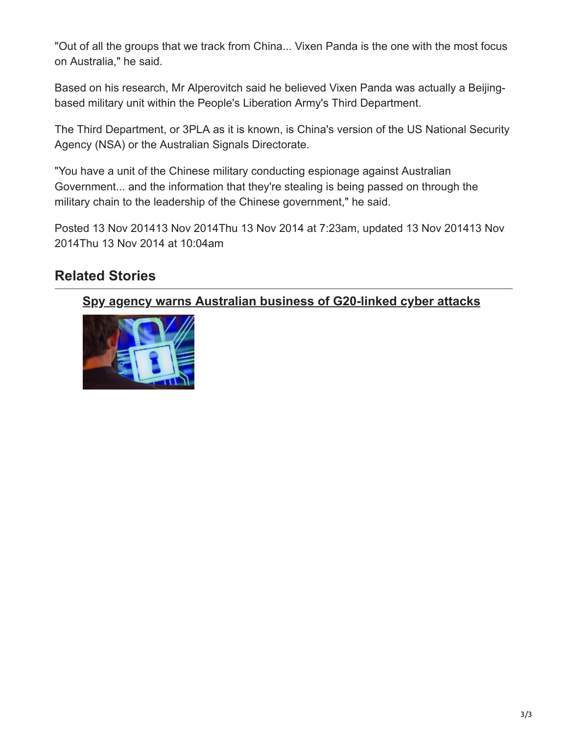"Out of all the groups that we track from China... Vixen Panda is the one with the most focus on Australia," he said.

Based on his research, Mr Alperovitch said he believed Vixen Panda was actually a Beijing-based military unit within the People's Liberation Army's Third Department.

The Third Department, or 3PLA as it is known, is China's version of the US National Security Agency (NSA) or the Australian Signals Directorate.

"You have a unit of the Chinese military conducting espionage against Australian Government... and the information that they're stealing is being passed on through the military chain to the leadership of the Chinese government," he said.

Posted 13 Nov 201413 Nov 2014Thu 13 Nov 2014 at 7:23am, updated 13 Nov 201413 Nov 2014Thu 13 Nov 2014 at 10:04am

## Related Stories

**Spy agency warns Australian business of G20-linked cyber attacks**